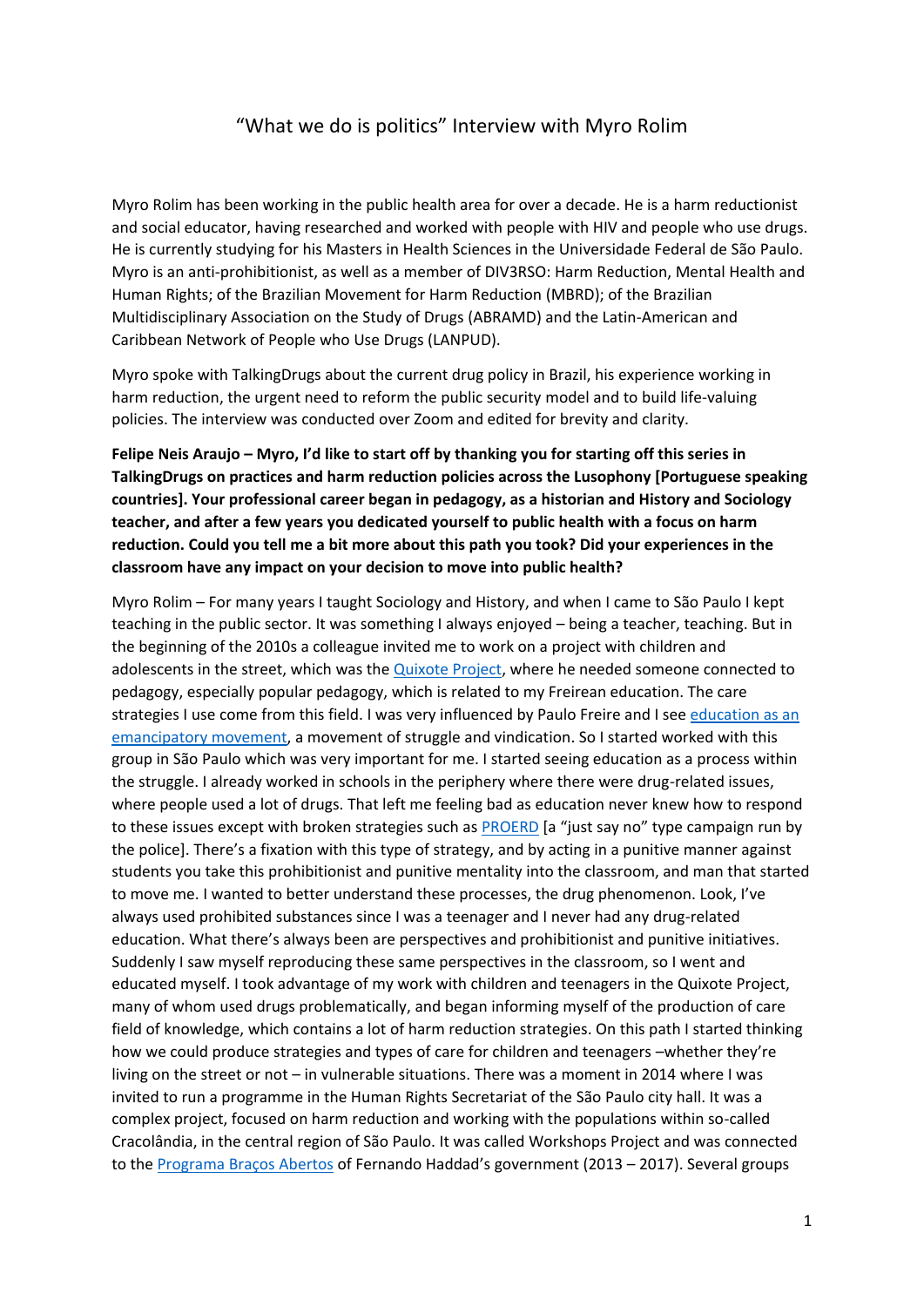# "What we do is politics" Interview with Myro Rolim

Myro Rolim has been working in the public health area for over a decade. He is a harm reductionist and social educator, having researched and worked with people with HIV and people who use drugs. He is currently studying for his Masters in Health Sciences in the Universidade Federal de São Paulo. Myro is an anti-prohibitionist, as well as a member of DIV3RSO: Harm Reduction, Mental Health and Human Rights; of the Brazilian Movement for Harm Reduction (MBRD); of the Brazilian Multidisciplinary Association on the Study of Drugs (ABRAMD) and the Latin-American and Caribbean Network of People who Use Drugs (LANPUD).

Myro spoke with TalkingDrugs about the current drug policy in Brazil, his experience working in harm reduction, the urgent need to reform the public security model and to build life-valuing policies. The interview was conducted over Zoom and edited for brevity and clarity.

**Felipe Neis Araujo – Myro, I'd like to start off by thanking you for starting off this series in TalkingDrugs on practices and harm reduction policies across the Lusophony [Portuguese speaking countries]. Your professional career began in pedagogy, as a historian and History and Sociology teacher, and after a few years you dedicated yourself to public health with a focus on harm reduction. Could you tell me a bit more about this path you took? Did your experiences in the classroom have any impact on your decision to move into public health?**

Myro Rolim – For many years I taught Sociology and History, and when I came to São Paulo I kept teaching in the public sector. It was something I always enjoyed – being a teacher, teaching. But in the beginning of the 2010s a colleague invited me to work on a project with children and adolescents in the street, which was the Quixote Project, where he needed someone connected to pedagogy, especially popular pedagogy, which is related to my Freirean education. The care strategies I use come from this field. I was very influenced by Paulo Freire and I see education as an emancipatory movement, a movement of struggle and vindication. So I started worked with this group in São Paulo which was very important for me. I started seeing education as a process within the struggle. I already worked in schools in the periphery where there were drug-related issues, where people used a lot of drugs. That left me feeling bad as education never knew how to respond to these issues except with broken strategies such as PROERD [a "just say no" type campaign run by the police]. There's a fixation with this type of strategy, and by acting in a punitive manner against students you take this prohibitionist and punitive mentality into the classroom, and man that started to move me. I wanted to better understand these processes, the drug phenomenon. Look, I've always used prohibited substances since I was a teenager and I never had any drug-related education. What there's always been are perspectives and prohibitionist and punitive initiatives. Suddenly I saw myself reproducing these same perspectives in the classroom, so I went and educated myself. I took advantage of my work with children and teenagers in the Quixote Project, many of whom used drugs problematically, and began informing myself of the production of care field of knowledge, which contains a lot of harm reduction strategies. On this path I started thinking how we could produce strategies and types of care for children and teenagers –whether they're living on the street or not – in vulnerable situations. There was a moment in 2014 where I was invited to run a programme in the Human Rights Secretariat of the São Paulo city hall. It was a complex project, focused on harm reduction and working with the populations within so-called Cracolândia, in the central region of São Paulo. It was called Workshops Project and was connected to the Programa Braços Abertos of Fernando Haddad's government (2013 – 2017). Several groups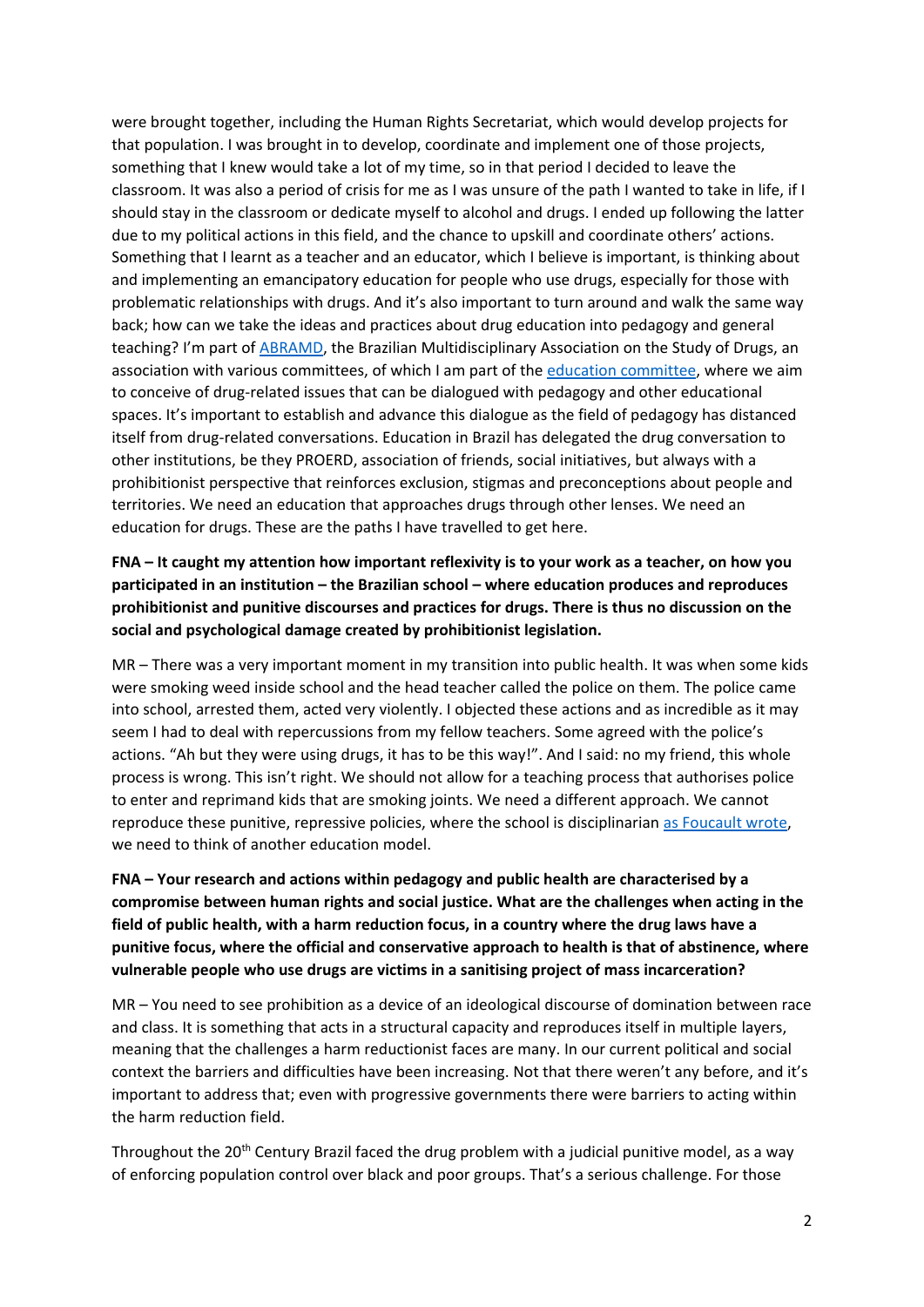were brought together, including the Human Rights Secretariat, which would develop projects for that population. I was brought in to develop, coordinate and implement one of those projects, something that I knew would take a lot of my time, so in that period I decided to leave the classroom. It was also a period of crisis for me as I was unsure of the path I wanted to take in life, if I should stay in the classroom or dedicate myself to alcohol and drugs. I ended up following the latter due to my political actions in this field, and the chance to upskill and coordinate others' actions. Something that I learnt as a teacher and an educator, which I believe is important, is thinking about and implementing an emancipatory education for people who use drugs, especially for those with problematic relationships with drugs. And it's also important to turn around and walk the same way back; how can we take the ideas and practices about drug education into pedagogy and general teaching? I'm part of ABRAMD, the Brazilian Multidisciplinary Association on the Study of Drugs, an association with various committees, of which I am part of the education committee, where we aim to conceive of drug-related issues that can be dialogued with pedagogy and other educational spaces. It's important to establish and advance this dialogue as the field of pedagogy has distanced itself from drug-related conversations. Education in Brazil has delegated the drug conversation to other institutions, be they PROERD, association of friends, social initiatives, but always with a prohibitionist perspective that reinforces exclusion, stigmas and preconceptions about people and territories. We need an education that approaches drugs through other lenses. We need an education for drugs. These are the paths I have travelled to get here.

**FNA – It caught my attention how important reflexivity is to your work as a teacher, on how you participated in an institution – the Brazilian school – where education produces and reproduces prohibitionist and punitive discourses and practices for drugs. There is thus no discussion on the social and psychological damage created by prohibitionist legislation.**

MR – There was a very important moment in my transition into public health. It was when some kids were smoking weed inside school and the head teacher called the police on them. The police came into school, arrested them, acted very violently. I objected these actions and as incredible as it may seem I had to deal with repercussions from my fellow teachers. Some agreed with the police's actions. "Ah but they were using drugs, it has to be this way!". And I said: no my friend, this whole process is wrong. This isn't right. We should not allow for a teaching process that authorises police to enter and reprimand kids that are smoking joints. We need a different approach. We cannot reproduce these punitive, repressive policies, where the school is disciplinarian as Foucault wrote, we need to think of another education model.

**FNA – Your research and actions within pedagogy and public health are characterised by a compromise between human rights and social justice. What are the challenges when acting in the field of public health, with a harm reduction focus, in a country where the drug laws have a punitive focus, where the official and conservative approach to health is that of abstinence, where vulnerable people who use drugs are victims in a sanitising project of mass incarceration?**

MR – You need to see prohibition as a device of an ideological discourse of domination between race and class. It is something that acts in a structural capacity and reproduces itself in multiple layers, meaning that the challenges a harm reductionist faces are many. In our current political and social context the barriers and difficulties have been increasing. Not that there weren't any before, and it's important to address that; even with progressive governments there were barriers to acting within the harm reduction field.

Throughout the 20th Century Brazil faced the drug problem with a judicial punitive model, as a way of enforcing population control over black and poor groups. That's a serious challenge. For those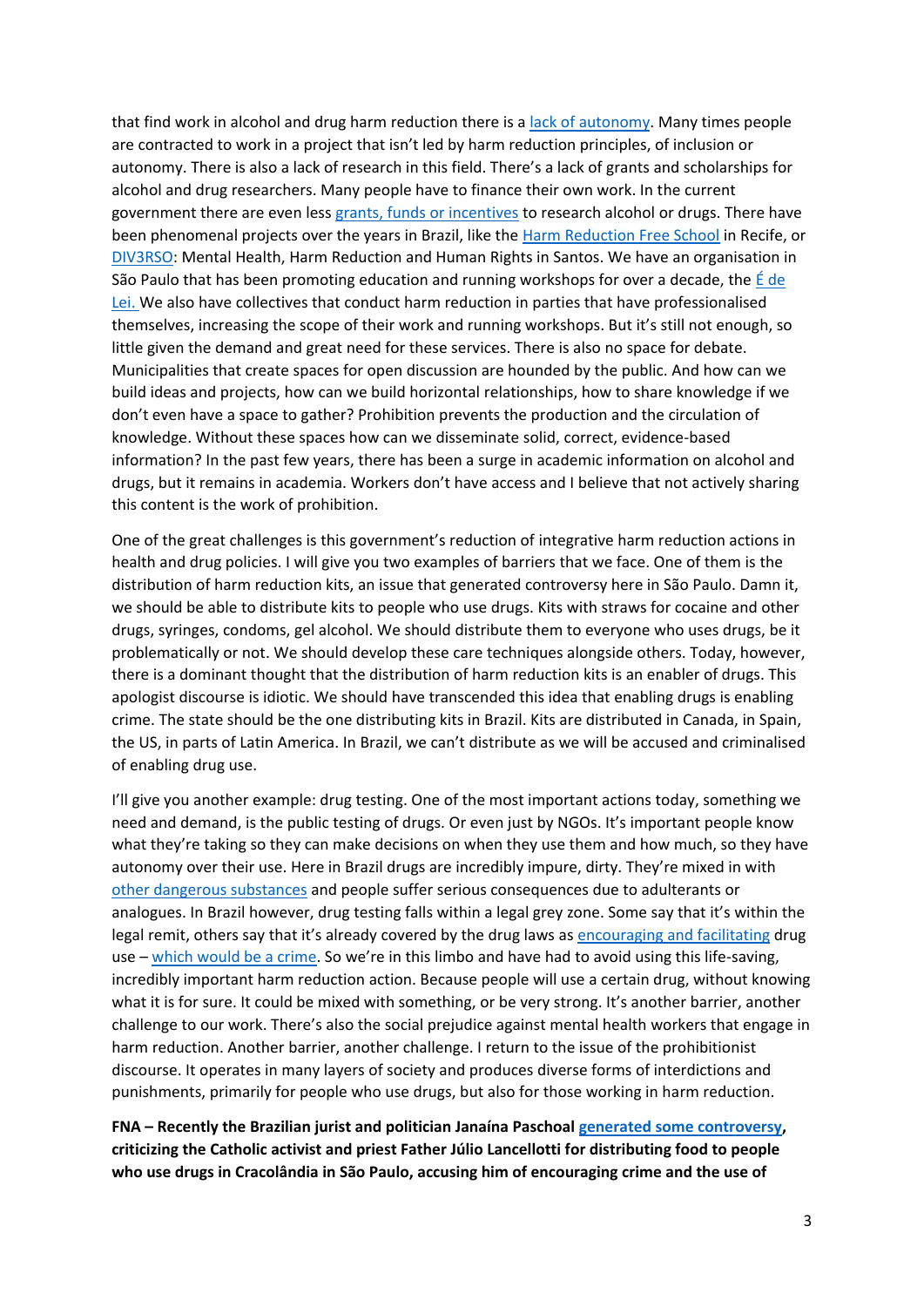that find work in alcohol and drug harm reduction there is a lack of autonomy. Many times people are contracted to work in a project that isn't led by harm reduction principles, of inclusion or autonomy. There is also a lack of research in this field. There's a lack of grants and scholarships for alcohol and drug researchers. Many people have to finance their own work. In the current government there are even less grants, funds or incentives to research alcohol or drugs. There have been phenomenal projects over the years in Brazil, like the Harm Reduction Free School in Recife, or DIV3RSO: Mental Health, Harm Reduction and Human Rights in Santos. We have an organisation in São Paulo that has been promoting education and running workshops for over a decade, the É de Lei. We also have collectives that conduct harm reduction in parties that have professionalised themselves, increasing the scope of their work and running workshops. But it's still not enough, so little given the demand and great need for these services. There is also no space for debate. Municipalities that create spaces for open discussion are hounded by the public. And how can we build ideas and projects, how can we build horizontal relationships, how to share knowledge if we don't even have a space to gather? Prohibition prevents the production and the circulation of knowledge. Without these spaces how can we disseminate solid, correct, evidence-based information? In the past few years, there has been a surge in academic information on alcohol and drugs, but it remains in academia. Workers don't have access and I believe that not actively sharing this content is the work of prohibition.

One of the great challenges is this government's reduction of integrative harm reduction actions in health and drug policies. I will give you two examples of barriers that we face. One of them is the distribution of harm reduction kits, an issue that generated controversy here in São Paulo. Damn it, we should be able to distribute kits to people who use drugs. Kits with straws for cocaine and other drugs, syringes, condoms, gel alcohol. We should distribute them to everyone who uses drugs, be it problematically or not. We should develop these care techniques alongside others. Today, however, there is a dominant thought that the distribution of harm reduction kits is an enabler of drugs. This apologist discourse is idiotic. We should have transcended this idea that enabling drugs is enabling crime. The state should be the one distributing kits in Brazil. Kits are distributed in Canada, in Spain, the US, in parts of Latin America. In Brazil, we can't distribute as we will be accused and criminalised of enabling drug use.

I'll give you another example: drug testing. One of the most important actions today, something we need and demand, is the public testing of drugs. Or even just by NGOs. It's important people know what they're taking so they can make decisions on when they use them and how much, so they have autonomy over their use. Here in Brazil drugs are incredibly impure, dirty. They're mixed in with other dangerous substances and people suffer serious consequences due to adulterants or analogues. In Brazil however, drug testing falls within a legal grey zone. Some say that it's within the legal remit, others say that it's already covered by the drug laws as encouraging and facilitating drug use – which would be a crime. So we're in this limbo and have had to avoid using this life-saving, incredibly important harm reduction action. Because people will use a certain drug, without knowing what it is for sure. It could be mixed with something, or be very strong. It's another barrier, another challenge to our work. There's also the social prejudice against mental health workers that engage in harm reduction. Another barrier, another challenge. I return to the issue of the prohibitionist discourse. It operates in many layers of society and produces diverse forms of interdictions and punishments, primarily for people who use drugs, but also for those working in harm reduction.

**FNA – Recently the Brazilian jurist and politician Janaína Paschoal generated some controversy, criticizing the Catholic activist and priest Father Júlio Lancellotti for distributing food to people who use drugs in Cracolândia in São Paulo, accusing him of encouraging crime and the use of**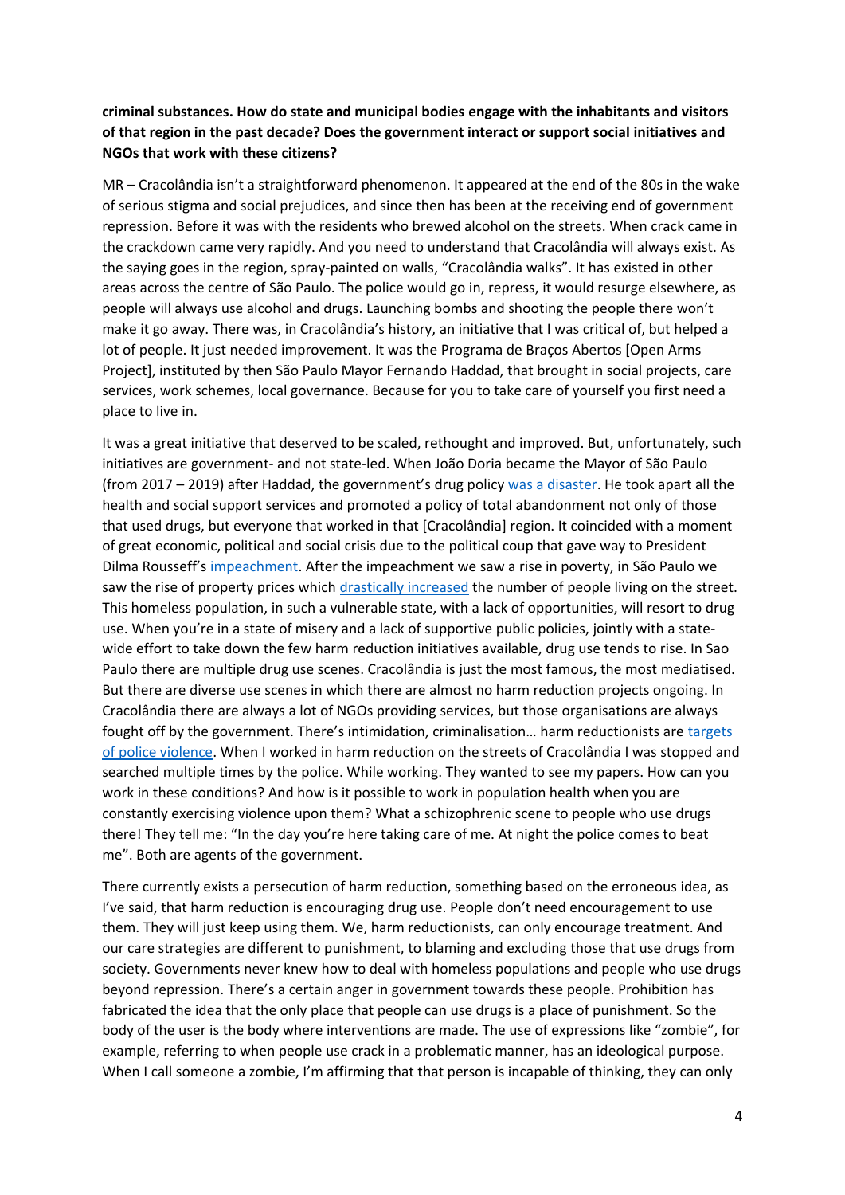**criminal substances. How do state and municipal bodies engage with the inhabitants and visitors of that region in the past decade? Does the government interact or support social initiatives and NGOs that work with these citizens?**

MR – Cracolândia isn't a straightforward phenomenon. It appeared at the end of the 80s in the wake of serious stigma and social prejudices, and since then has been at the receiving end of government repression. Before it was with the residents who brewed alcohol on the streets. When crack came in the crackdown came very rapidly. And you need to understand that Cracolândia will always exist. As the saying goes in the region, spray-painted on walls, "Cracolândia walks". It has existed in other areas across the centre of São Paulo. The police would go in, repress, it would resurge elsewhere, as people will always use alcohol and drugs. Launching bombs and shooting the people there won't make it go away. There was, in Cracolândia's history, an initiative that I was critical of, but helped a lot of people. It just needed improvement. It was the Programa de Braços Abertos [Open Arms Project], instituted by then São Paulo Mayor Fernando Haddad, that brought in social projects, care services, work schemes, local governance. Because for you to take care of yourself you first need a place to live in.

It was a great initiative that deserved to be scaled, rethought and improved. But, unfortunately, such initiatives are government- and not state-led. When João Doria became the Mayor of São Paulo (from 2017 – 2019) after Haddad, the government's drug policy was a disaster. He took apart all the health and social support services and promoted a policy of total abandonment not only of those that used drugs, but everyone that worked in that [Cracolândia] region. It coincided with a moment of great economic, political and social crisis due to the political coup that gave way to President Dilma Rousseff's impeachment. After the impeachment we saw a rise in poverty, in São Paulo we saw the rise of property prices which drastically increased the number of people living on the street. This homeless population, in such a vulnerable state, with a lack of opportunities, will resort to drug use. When you're in a state of misery and a lack of supportive public policies, jointly with a state-wide effort to take down the few harm reduction initiatives available, drug use tends to rise. In Sao Paulo there are multiple drug use scenes. Cracolândia is just the most famous, the most mediatised. But there are diverse use scenes in which there are almost no harm reduction projects ongoing. In Cracolândia there are always a lot of NGOs providing services, but those organisations are always fought off by the government. There's intimidation, criminalisation… harm reductionists are targets of police violence. When I worked in harm reduction on the streets of Cracolândia I was stopped and searched multiple times by the police. While working. They wanted to see my papers. How can you work in these conditions? And how is it possible to work in population health when you are constantly exercising violence upon them? What a schizophrenic scene to people who use drugs there! They tell me: "In the day you're here taking care of me. At night the police comes to beat me". Both are agents of the government.

There currently exists a persecution of harm reduction, something based on the erroneous idea, as I've said, that harm reduction is encouraging drug use. People don't need encouragement to use them. They will just keep using them. We, harm reductionists, can only encourage treatment. And our care strategies are different to punishment, to blaming and excluding those that use drugs from society. Governments never knew how to deal with homeless populations and people who use drugs beyond repression. There's a certain anger in government towards these people. Prohibition has fabricated the idea that the only place that people can use drugs is a place of punishment. So the body of the user is the body where interventions are made. The use of expressions like "zombie", for example, referring to when people use crack in a problematic manner, has an ideological purpose. When I call someone a zombie, I'm affirming that that person is incapable of thinking, they can only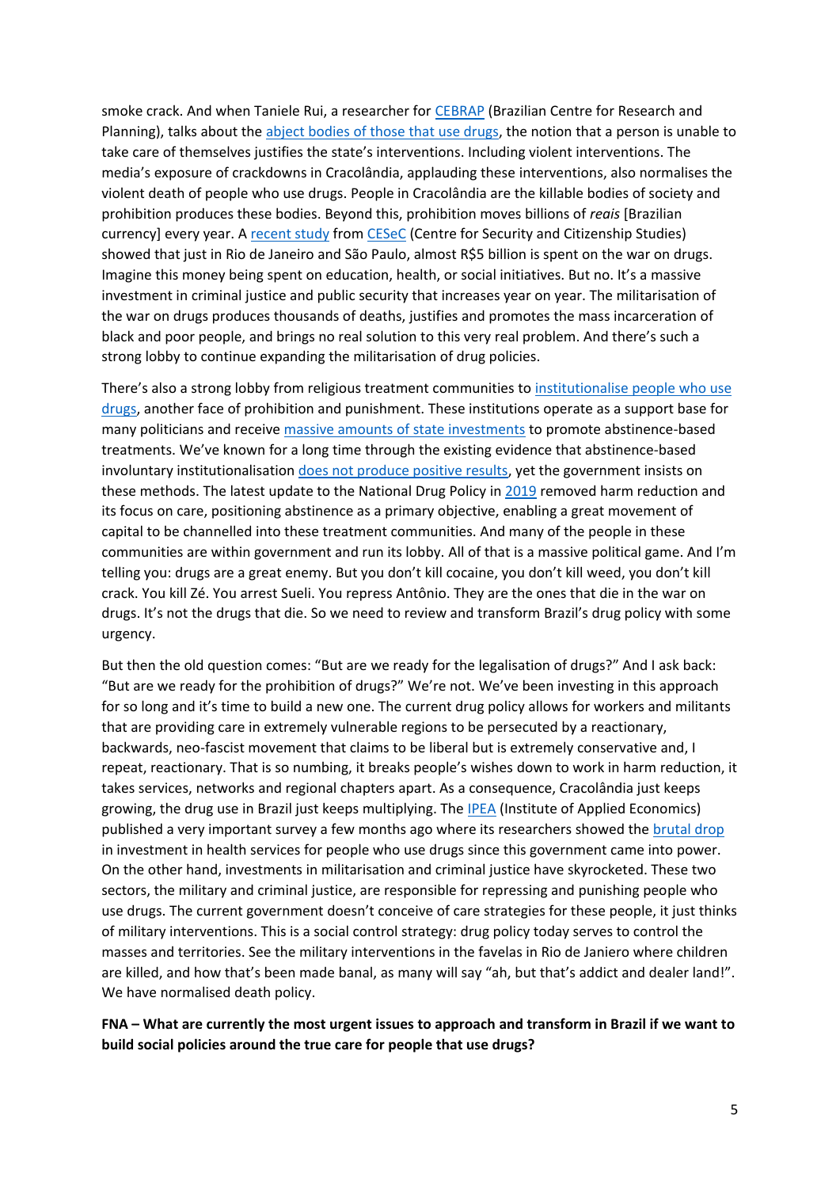smoke crack. And when Taniele Rui, a researcher for CEBRAP (Brazilian Centre for Research and Planning), talks about the abject bodies of those that use drugs, the notion that a person is unable to take care of themselves justifies the state's interventions. Including violent interventions. The media's exposure of crackdowns in Cracolândia, applauding these interventions, also normalises the violent death of people who use drugs. People in Cracolândia are the killable bodies of society and prohibition produces these bodies. Beyond this, prohibition moves billions of *reais* [Brazilian currency] every year. A recent study from CESeC (Centre for Security and Citizenship Studies) showed that just in Rio de Janeiro and São Paulo, almost R$5 billion is spent on the war on drugs. Imagine this money being spent on education, health, or social initiatives. But no. It's a massive investment in criminal justice and public security that increases year on year. The militarisation of the war on drugs produces thousands of deaths, justifies and promotes the mass incarceration of black and poor people, and brings no real solution to this very real problem. And there's such a strong lobby to continue expanding the militarisation of drug policies.

There's also a strong lobby from religious treatment communities to institutionalise people who use drugs, another face of prohibition and punishment. These institutions operate as a support base for many politicians and receive massive amounts of state investments to promote abstinence-based treatments. We've known for a long time through the existing evidence that abstinence-based involuntary institutionalisation does not produce positive results, yet the government insists on these methods. The latest update to the National Drug Policy in 2019 removed harm reduction and its focus on care, positioning abstinence as a primary objective, enabling a great movement of capital to be channelled into these treatment communities. And many of the people in these communities are within government and run its lobby. All of that is a massive political game. And I'm telling you: drugs are a great enemy. But you don't kill cocaine, you don't kill weed, you don't kill crack. You kill Zé. You arrest Sueli. You repress Antônio. They are the ones that die in the war on drugs. It's not the drugs that die. So we need to review and transform Brazil's drug policy with some urgency.

But then the old question comes: "But are we ready for the legalisation of drugs?" And I ask back: "But are we ready for the prohibition of drugs?" We're not. We've been investing in this approach for so long and it's time to build a new one. The current drug policy allows for workers and militants that are providing care in extremely vulnerable regions to be persecuted by a reactionary, backwards, neo-fascist movement that claims to be liberal but is extremely conservative and, I repeat, reactionary. That is so numbing, it breaks people's wishes down to work in harm reduction, it takes services, networks and regional chapters apart. As a consequence, Cracolândia just keeps growing, the drug use in Brazil just keeps multiplying. The IPEA (Institute of Applied Economics) published a very important survey a few months ago where its researchers showed the brutal drop in investment in health services for people who use drugs since this government came into power. On the other hand, investments in militarisation and criminal justice have skyrocketed. These two sectors, the military and criminal justice, are responsible for repressing and punishing people who use drugs. The current government doesn't conceive of care strategies for these people, it just thinks of military interventions. This is a social control strategy: drug policy today serves to control the masses and territories. See the military interventions in the favelas in Rio de Janiero where children are killed, and how that's been made banal, as many will say "ah, but that's addict and dealer land!". We have normalised death policy.

**FNA – What are currently the most urgent issues to approach and transform in Brazil if we want to build social policies around the true care for people that use drugs?**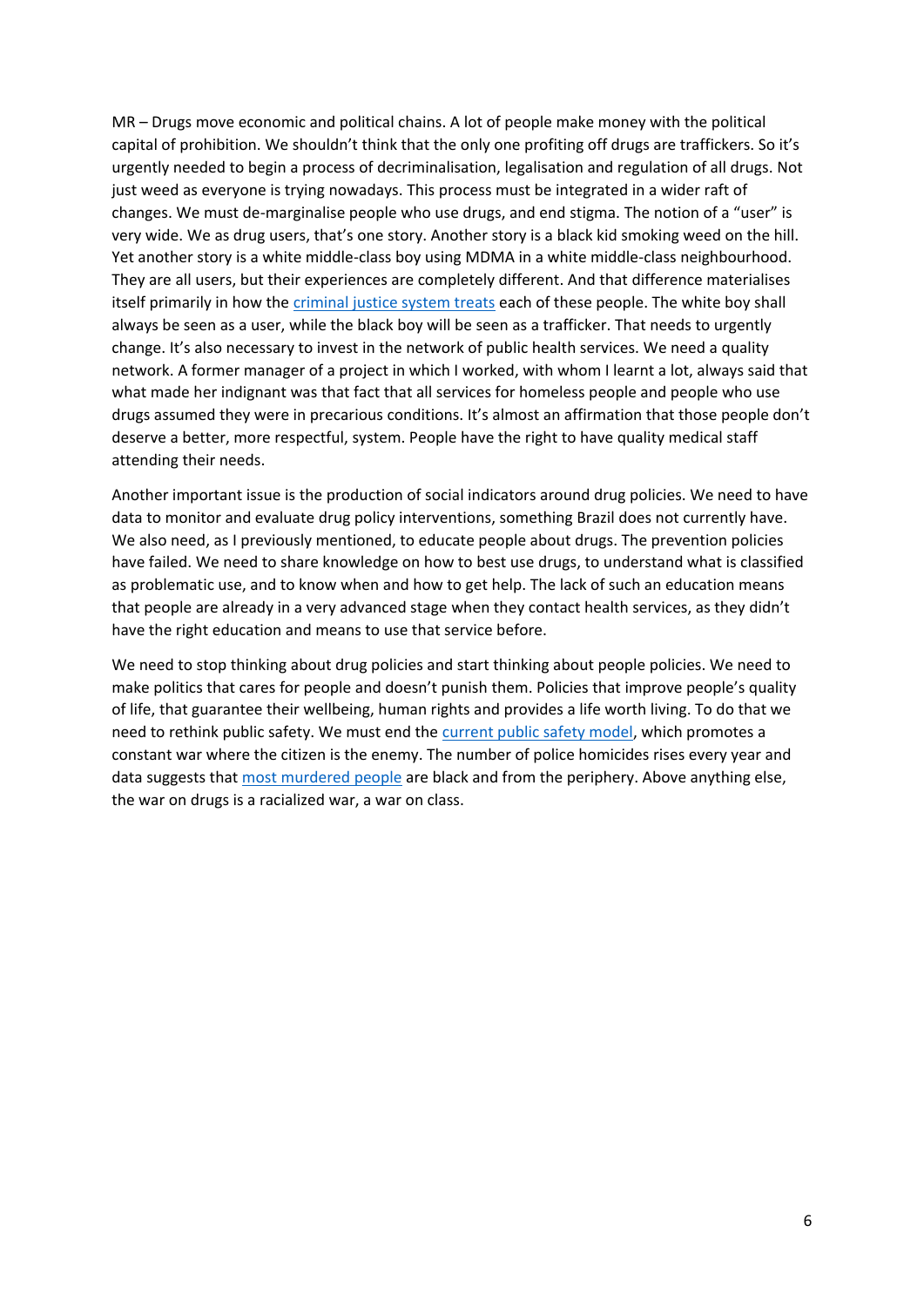MR – Drugs move economic and political chains. A lot of people make money with the political capital of prohibition. We shouldn't think that the only one profiting off drugs are traffickers. So it's urgently needed to begin a process of decriminalisation, legalisation and regulation of all drugs. Not just weed as everyone is trying nowadays. This process must be integrated in a wider raft of changes. We must de-marginalise people who use drugs, and end stigma. The notion of a "user" is very wide. We as drug users, that's one story. Another story is a black kid smoking weed on the hill. Yet another story is a white middle-class boy using MDMA in a white middle-class neighbourhood. They are all users, but their experiences are completely different. And that difference materialises itself primarily in how the criminal justice system treats each of these people. The white boy shall always be seen as a user, while the black boy will be seen as a trafficker. That needs to urgently change. It's also necessary to invest in the network of public health services. We need a quality network. A former manager of a project in which I worked, with whom I learnt a lot, always said that what made her indignant was that fact that all services for homeless people and people who use drugs assumed they were in precarious conditions. It's almost an affirmation that those people don't deserve a better, more respectful, system. People have the right to have quality medical staff attending their needs.

Another important issue is the production of social indicators around drug policies. We need to have data to monitor and evaluate drug policy interventions, something Brazil does not currently have. We also need, as I previously mentioned, to educate people about drugs. The prevention policies have failed. We need to share knowledge on how to best use drugs, to understand what is classified as problematic use, and to know when and how to get help. The lack of such an education means that people are already in a very advanced stage when they contact health services, as they didn't have the right education and means to use that service before.

We need to stop thinking about drug policies and start thinking about people policies. We need to make politics that cares for people and doesn't punish them. Policies that improve people's quality of life, that guarantee their wellbeing, human rights and provides a life worth living. To do that we need to rethink public safety. We must end the current public safety model, which promotes a constant war where the citizen is the enemy. The number of police homicides rises every year and data suggests that most murdered people are black and from the periphery. Above anything else, the war on drugs is a racialized war, a war on class.